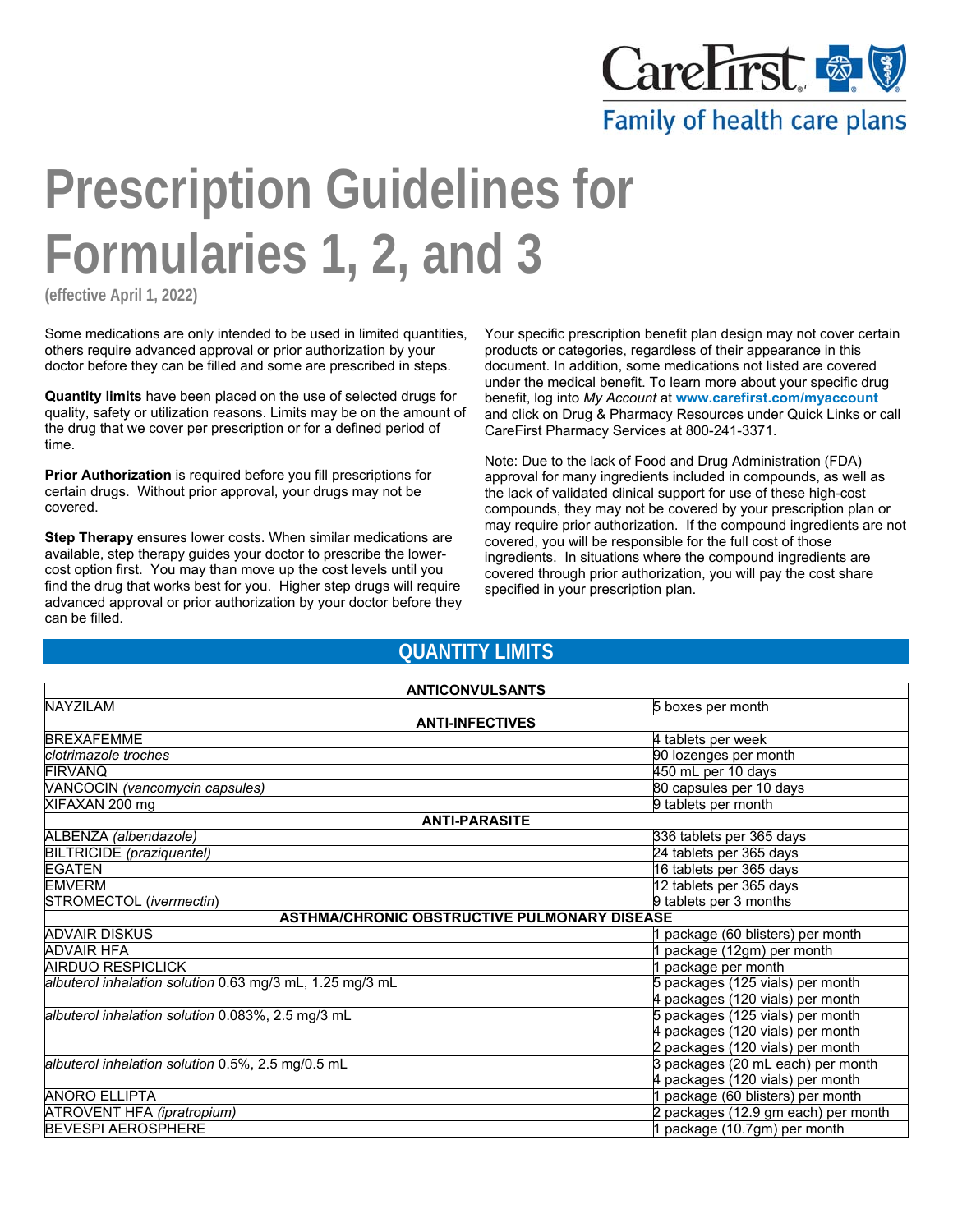CareFirst
Family of health care plans

# Prescription Guidelines for Formularies 1, 2, and 3

**(effective April 1, 2022)**

Some medications are only intended to be used in limited quantities, others require advanced approval or prior authorization by your doctor before they can be filled and some are prescribed in steps.

**Quantity limits** have been placed on the use of selected drugs for quality, safety or utilization reasons. Limits may be on the amount of the drug that we cover per prescription or for a defined period of time.

**Prior Authorization** is required before you fill prescriptions for certain drugs. Without prior approval, your drugs may not be covered.

**Step Therapy** ensures lower costs. When similar medications are available, step therapy guides your doctor to prescribe the lower-cost option first. You may than move up the cost levels until you find the drug that works best for you. Higher step drugs will require advanced approval or prior authorization by your doctor before they can be filled.

Your specific prescription benefit plan design may not cover certain products or categories, regardless of their appearance in this document. In addition, some medications not listed are covered under the medical benefit. To learn more about your specific drug benefit, log into *My Account* at **www.carefirst.com/myaccount** and click on Drug & Pharmacy Resources under Quick Links or call CareFirst Pharmacy Services at 800-241-3371.

Note: Due to the lack of Food and Drug Administration (FDA) approval for many ingredients included in compounds, as well as the lack of validated clinical support for use of these high-cost compounds, they may not be covered by your prescription plan or may require prior authorization. If the compound ingredients are not covered, you will be responsible for the full cost of those ingredients. In situations where the compound ingredients are covered through prior authorization, you will pay the cost share specified in your prescription plan.

## QUANTITY LIMITS

| Drug | Limit |
|---|---|
| **ANTICONVULSANTS** | |
| NAYZILAM | 5 boxes per month |
| **ANTI-INFECTIVES** | |
| BREXAFEMME | 4 tablets per week |
| *clotrimazole troches* | 90 lozenges per month |
| FIRVANQ | 450 mL per 10 days |
| VANCOCIN *(vancomycin capsules)* | 80 capsules per 10 days |
| XIFAXAN 200 mg | 9 tablets per month |
| **ANTI-PARASITE** | |
| ALBENZA *(albendazole)* | 336 tablets per 365 days |
| BILTRICIDE *(praziquantel)* | 24 tablets per 365 days |
| EGATEN | 16 tablets per 365 days |
| EMVERM | 12 tablets per 365 days |
| STROMECTOL (*ivermectin*) | 9 tablets per 3 months |
| **ASTHMA/CHRONIC OBSTRUCTIVE PULMONARY DISEASE** | |
| ADVAIR DISKUS | 1 package (60 blisters) per month |
| ADVAIR HFA | 1 package (12gm) per month |
| AIRDUO RESPICLICK | 1 package per month |
| *albuterol inhalation solution* 0.63 mg/3 mL, 1.25 mg/3 mL | 5 packages (125 vials) per month<br>4 packages (120 vials) per month |
| *albuterol inhalation solution* 0.083%, 2.5 mg/3 mL | 5 packages (125 vials) per month<br>4 packages (120 vials) per month<br>2 packages (120 vials) per month |
| *albuterol inhalation solution* 0.5%, 2.5 mg/0.5 mL | 3 packages (20 mL each) per month<br>4 packages (120 vials) per month |
| ANORO ELLIPTA | 1 package (60 blisters) per month |
| ATROVENT HFA *(ipratropium)* | 2 packages (12.9 gm each) per month |
| BEVESPI AEROSPHERE | 1 package (10.7gm) per month |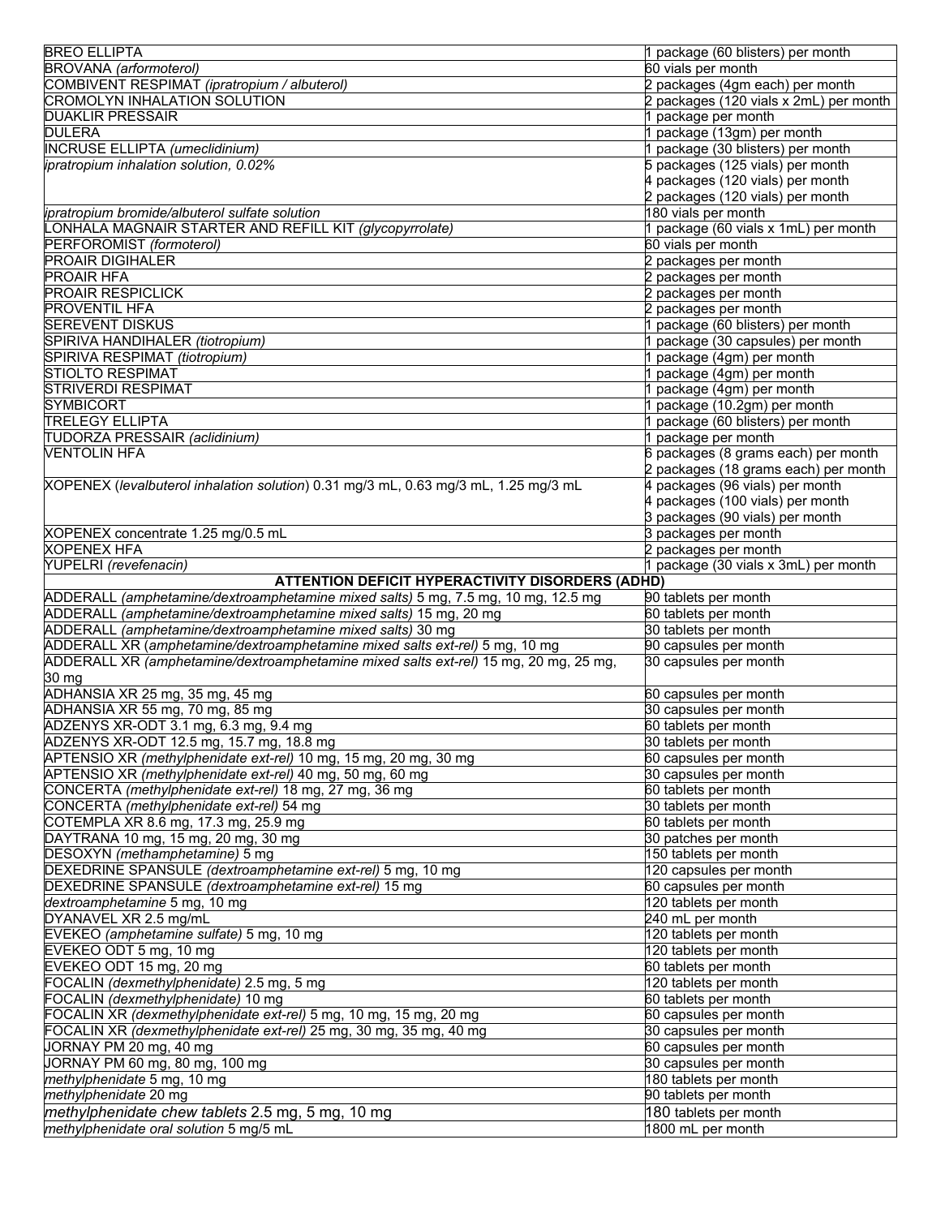| | |
|---|---|
| BREO ELLIPTA | 1 package (60 blisters) per month |
| BROVANA *(arformoterol)* | 60 vials per month |
| COMBIVENT RESPIMAT *(ipratropium / albuterol)* | 2 packages (4gm each) per month |
| CROMOLYN INHALATION SOLUTION | 2 packages (120 vials x 2mL) per month |
| DUAKLIR PRESSAIR | 1 package per month |
| DULERA | 1 package (13gm) per month |
| INCRUSE ELLIPTA *(umeclidinium)* | 1 package (30 blisters) per month |
| *ipratropium inhalation solution, 0.02%* | 5 packages (125 vials) per month<br>4 packages (120 vials) per month<br>2 packages (120 vials) per month |
| *ipratropium bromide/albuterol sulfate solution* | 180 vials per month |
| LONHALA MAGNAIR STARTER AND REFILL KIT *(glycopyrrolate)* | 1 package (60 vials x 1mL) per month |
| PERFOROMIST *(formoterol)* | 60 vials per month |
| PROAIR DIGIHALER | 2 packages per month |
| PROAIR HFA | 2 packages per month |
| PROAIR RESPICLICK | 2 packages per month |
| PROVENTIL HFA | 2 packages per month |
| SEREVENT DISKUS | 1 package (60 blisters) per month |
| SPIRIVA HANDIHALER *(tiotropium)* | 1 package (30 capsules) per month |
| SPIRIVA RESPIMAT *(tiotropium)* | 1 package (4gm) per month |
| STIOLTO RESPIMAT | 1 package (4gm) per month |
| STRIVERDI RESPIMAT | 1 package (4gm) per month |
| SYMBICORT | 1 package (10.2gm) per month |
| TRELEGY ELLIPTA | 1 package (60 blisters) per month |
| TUDORZA PRESSAIR *(aclidinium)* | 1 package per month |
| VENTOLIN HFA | 6 packages (8 grams each) per month<br>2 packages (18 grams each) per month |
| XOPENEX (*levalbuterol inhalation solution*) 0.31 mg/3 mL, 0.63 mg/3 mL, 1.25 mg/3 mL | 4 packages (96 vials) per month<br>4 packages (100 vials) per month<br>3 packages (90 vials) per month |
| XOPENEX concentrate 1.25 mg/0.5 mL | 3 packages per month |
| XOPENEX HFA | 2 packages per month |
| YUPELRI *(revefenacin)* | 1 package (30 vials x 3mL) per month |
| **ATTENTION DEFICIT HYPERACTIVITY DISORDERS (ADHD)** | |
| ADDERALL *(amphetamine/dextroamphetamine mixed salts)* 5 mg, 7.5 mg, 10 mg, 12.5 mg | 90 tablets per month |
| ADDERALL *(amphetamine/dextroamphetamine mixed salts)* 15 mg, 20 mg | 60 tablets per month |
| ADDERALL *(amphetamine/dextroamphetamine mixed salts)* 30 mg | 30 tablets per month |
| ADDERALL XR (*amphetamine/dextroamphetamine mixed salts ext-rel)* 5 mg, 10 mg | 90 capsules per month |
| ADDERALL XR *(amphetamine/dextroamphetamine mixed salts ext-rel)* 15 mg, 20 mg, 25 mg, 30 mg | 30 capsules per month |
| ADHANSIA XR 25 mg, 35 mg, 45 mg | 60 capsules per month |
| ADHANSIA XR 55 mg, 70 mg, 85 mg | 30 capsules per month |
| ADZENYS XR-ODT 3.1 mg, 6.3 mg, 9.4 mg | 60 tablets per month |
| ADZENYS XR-ODT 12.5 mg, 15.7 mg, 18.8 mg | 30 tablets per month |
| APTENSIO XR *(methylphenidate ext-rel)* 10 mg, 15 mg, 20 mg, 30 mg | 60 capsules per month |
| APTENSIO XR *(methylphenidate ext-rel)* 40 mg, 50 mg, 60 mg | 30 capsules per month |
| CONCERTA *(methylphenidate ext-rel)* 18 mg, 27 mg, 36 mg | 60 tablets per month |
| CONCERTA *(methylphenidate ext-rel)* 54 mg | 30 tablets per month |
| COTEMPLA XR 8.6 mg, 17.3 mg, 25.9 mg | 60 tablets per month |
| DAYTRANA 10 mg, 15 mg, 20 mg, 30 mg | 30 patches per month |
| DESOXYN *(methamphetamine)* 5 mg | 150 tablets per month |
| DEXEDRINE SPANSULE *(dextroamphetamine ext-rel)* 5 mg, 10 mg | 120 capsules per month |
| DEXEDRINE SPANSULE *(dextroamphetamine ext-rel)* 15 mg | 60 capsules per month |
| *dextroamphetamine* 5 mg, 10 mg | 120 tablets per month |
| DYANAVEL XR 2.5 mg/mL | 240 mL per month |
| EVEKEO *(amphetamine sulfate)* 5 mg, 10 mg | 120 tablets per month |
| EVEKEO ODT 5 mg, 10 mg | 120 tablets per month |
| EVEKEO ODT 15 mg, 20 mg | 60 tablets per month |
| FOCALIN *(dexmethylphenidate)* 2.5 mg, 5 mg | 120 tablets per month |
| FOCALIN *(dexmethylphenidate)* 10 mg | 60 tablets per month |
| FOCALIN XR *(dexmethylphenidate ext-rel)* 5 mg, 10 mg, 15 mg, 20 mg | 60 capsules per month |
| FOCALIN XR *(dexmethylphenidate ext-rel)* 25 mg, 30 mg, 35 mg, 40 mg | 30 capsules per month |
| JORNAY PM 20 mg, 40 mg | 60 capsules per month |
| JORNAY PM 60 mg, 80 mg, 100 mg | 30 capsules per month |
| *methylphenidate* 5 mg, 10 mg | 180 tablets per month |
| *methylphenidate* 20 mg | 90 tablets per month |
| *methylphenidate chew tablets* 2.5 mg, 5 mg, 10 mg | 180 tablets per month |
| *methylphenidate oral solution* 5 mg/5 mL | 1800 mL per month |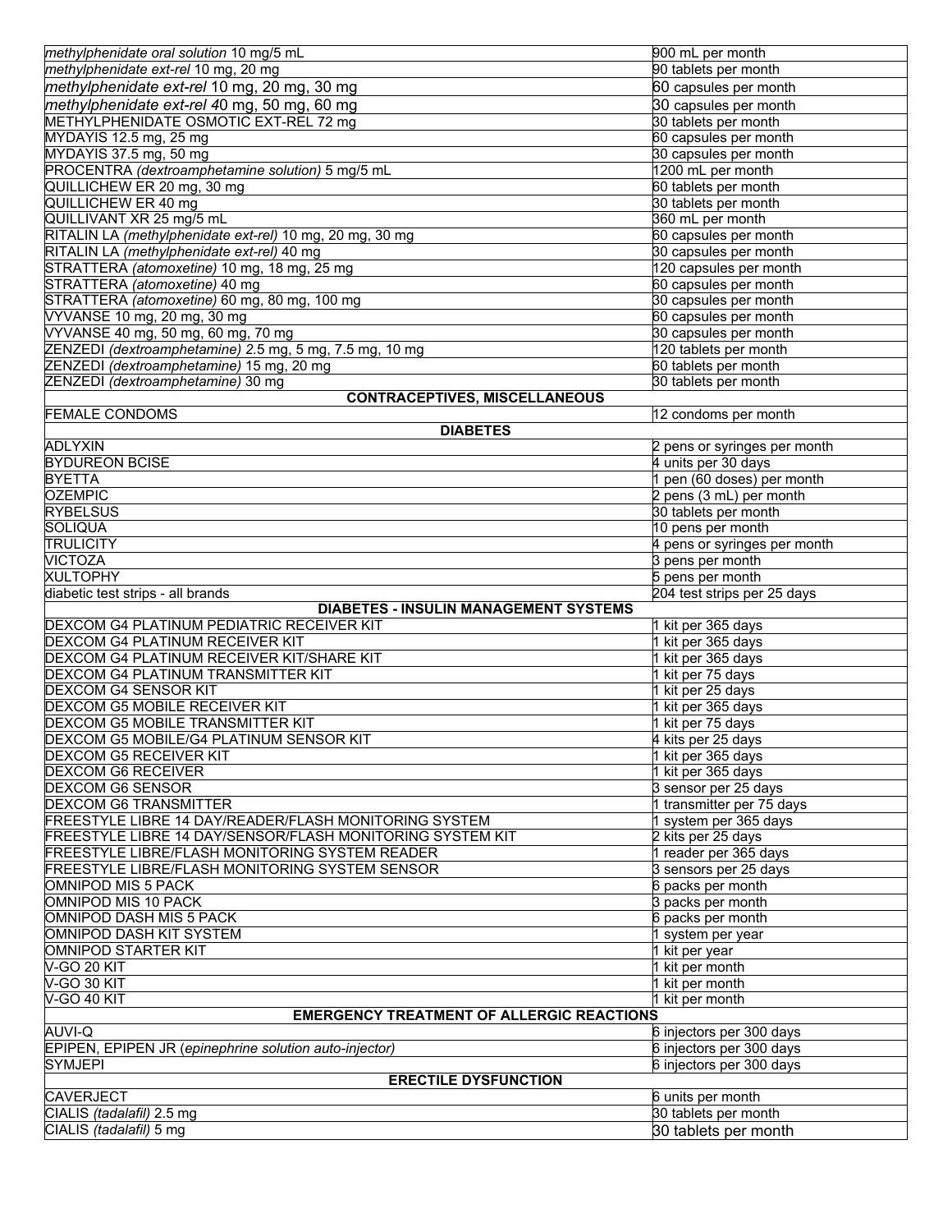| | |
|---|---|
| *methylphenidate oral solution* 10 mg/5 mL | 900 mL per month |
| *methylphenidate ext-rel* 10 mg, 20 mg | 90 tablets per month |
| *methylphenidate ext-rel* 10 mg, 20 mg, 30 mg | 60 capsules per month |
| *methylphenidate ext-rel* 40 mg, 50 mg, 60 mg | 30 capsules per month |
| METHYLPHENIDATE OSMOTIC EXT-REL 72 mg | 30 tablets per month |
| MYDAYIS 12.5 mg, 25 mg | 60 capsules per month |
| MYDAYIS 37.5 mg, 50 mg | 30 capsules per month |
| PROCENTRA *(dextroamphetamine solution)* 5 mg/5 mL | 1200 mL per month |
| QUILLICHEW ER 20 mg, 30 mg | 60 tablets per month |
| QUILLICHEW ER 40 mg | 30 tablets per month |
| QUILLIVANT XR 25 mg/5 mL | 360 mL per month |
| RITALIN LA *(methylphenidate ext-rel)* 10 mg, 20 mg, 30 mg | 60 capsules per month |
| RITALIN LA *(methylphenidate ext-rel)* 40 mg | 30 capsules per month |
| STRATTERA *(atomoxetine)* 10 mg, 18 mg, 25 mg | 120 capsules per month |
| STRATTERA *(atomoxetine)* 40 mg | 60 capsules per month |
| STRATTERA *(atomoxetine)* 60 mg, 80 mg, 100 mg | 30 capsules per month |
| VYVANSE 10 mg, 20 mg, 30 mg | 60 capsules per month |
| VYVANSE 40 mg, 50 mg, 60 mg, 70 mg | 30 capsules per month |
| ZENZEDI *(dextroamphetamine)* 2.5 mg, 5 mg, 7.5 mg, 10 mg | 120 tablets per month |
| ZENZEDI *(dextroamphetamine)* 15 mg, 20 mg | 60 tablets per month |
| ZENZEDI *(dextroamphetamine)* 30 mg | 30 tablets per month |
| **CONTRACEPTIVES, MISCELLANEOUS** | |
| FEMALE CONDOMS | 12 condoms per month |
| **DIABETES** | |
| ADLYXIN | 2 pens or syringes per month |
| BYDUREON BCISE | 4 units per 30 days |
| BYETTA | 1 pen (60 doses) per month |
| OZEMPIC | 2 pens (3 mL) per month |
| RYBELSUS | 30 tablets per month |
| SOLIQUA | 10 pens per month |
| TRULICITY | 4 pens or syringes per month |
| VICTOZA | 3 pens per month |
| XULTOPHY | 5 pens per month |
| diabetic test strips - all brands | 204 test strips per 25 days |
| **DIABETES - INSULIN MANAGEMENT SYSTEMS** | |
| DEXCOM G4 PLATINUM PEDIATRIC RECEIVER KIT | 1 kit per 365 days |
| DEXCOM G4 PLATINUM RECEIVER KIT | 1 kit per 365 days |
| DEXCOM G4 PLATINUM RECEIVER KIT/SHARE KIT | 1 kit per 365 days |
| DEXCOM G4 PLATINUM TRANSMITTER KIT | 1 kit per 75 days |
| DEXCOM G4 SENSOR KIT | 1 kit per 25 days |
| DEXCOM G5 MOBILE RECEIVER KIT | 1 kit per 365 days |
| DEXCOM G5 MOBILE TRANSMITTER KIT | 1 kit per 75 days |
| DEXCOM G5 MOBILE/G4 PLATINUM SENSOR KIT | 4 kits per 25 days |
| DEXCOM G5 RECEIVER KIT | 1 kit per 365 days |
| DEXCOM G6 RECEIVER | 1 kit per 365 days |
| DEXCOM G6 SENSOR | 3 sensor per 25 days |
| DEXCOM G6 TRANSMITTER | 1 transmitter per 75 days |
| FREESTYLE LIBRE 14 DAY/READER/FLASH MONITORING SYSTEM | 1 system per 365 days |
| FREESTYLE LIBRE 14 DAY/SENSOR/FLASH MONITORING SYSTEM KIT | 2 kits per 25 days |
| FREESTYLE LIBRE/FLASH MONITORING SYSTEM READER | 1 reader per 365 days |
| FREESTYLE LIBRE/FLASH MONITORING SYSTEM SENSOR | 3 sensors per 25 days |
| OMNIPOD MIS 5 PACK | 6 packs per month |
| OMNIPOD MIS 10 PACK | 3 packs per month |
| OMNIPOD DASH MIS 5 PACK | 6 packs per month |
| OMNIPOD DASH KIT SYSTEM | 1 system per year |
| OMNIPOD STARTER KIT | 1 kit per year |
| V-GO 20 KIT | 1 kit per month |
| V-GO 30 KIT | 1 kit per month |
| V-GO 40 KIT | 1 kit per month |
| **EMERGENCY TREATMENT OF ALLERGIC REACTIONS** | |
| AUVI-Q | 6 injectors per 300 days |
| EPIPEN, EPIPEN JR *(epinephrine solution auto-injector)* | 6 injectors per 300 days |
| SYMJEPI | 6 injectors per 300 days |
| **ERECTILE DYSFUNCTION** | |
| CAVERJECT | 6 units per month |
| CIALIS *(tadalafil)* 2.5 mg | 30 tablets per month |
| CIALIS *(tadalafil)* 5 mg | 30 tablets per month |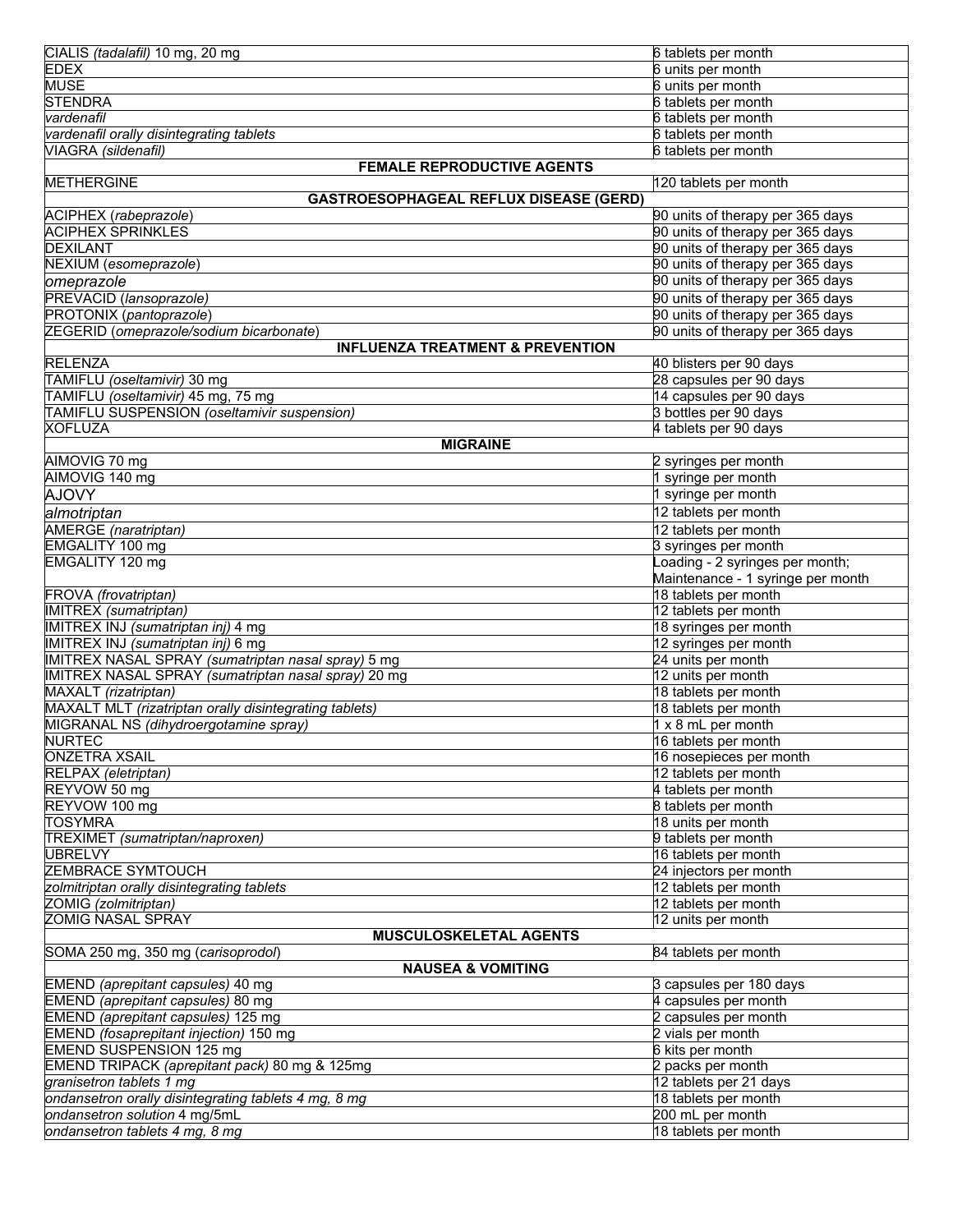| | |
|---|---|
| CIALIS *(tadalafil)* 10 mg, 20 mg | 6 tablets per month |
| EDEX | 6 units per month |
| MUSE | 6 units per month |
| STENDRA | 6 tablets per month |
| *vardenafil* | 6 tablets per month |
| *vardenafil orally disintegrating tablets* | 6 tablets per month |
| VIAGRA *(sildenafil)* | 6 tablets per month |
| **FEMALE REPRODUCTIVE AGENTS** | |
| METHERGINE | 120 tablets per month |
| **GASTROESOPHAGEAL REFLUX DISEASE (GERD)** | |
| ACIPHEX (*rabeprazole*) | 90 units of therapy per 365 days |
| ACIPHEX SPRINKLES | 90 units of therapy per 365 days |
| DEXILANT | 90 units of therapy per 365 days |
| NEXIUM (*esomeprazole*) | 90 units of therapy per 365 days |
| *omeprazole* | 90 units of therapy per 365 days |
| PREVACID (*lansoprazole)* | 90 units of therapy per 365 days |
| PROTONIX (*pantoprazole*) | 90 units of therapy per 365 days |
| ZEGERID (*omeprazole/sodium bicarbonate*) | 90 units of therapy per 365 days |
| **INFLUENZA TREATMENT & PREVENTION** | |
| RELENZA | 40 blisters per 90 days |
| TAMIFLU *(oseltamivir)* 30 mg | 28 capsules per 90 days |
| TAMIFLU *(oseltamivir)* 45 mg, 75 mg | 14 capsules per 90 days |
| TAMIFLU SUSPENSION *(oseltamivir suspension)* | 3 bottles per 90 days |
| XOFLUZA | 4 tablets per 90 days |
| **MIGRAINE** | |
| AIMOVIG 70 mg | 2 syringes per month |
| AIMOVIG 140 mg | 1 syringe per month |
| AJOVY | 1 syringe per month |
| *almotriptan* | 12 tablets per month |
| AMERGE *(naratriptan)* | 12 tablets per month |
| EMGALITY 100 mg | 3 syringes per month |
| EMGALITY 120 mg | Loading - 2 syringes per month; Maintenance - 1 syringe per month |
| FROVA *(frovatriptan)* | 18 tablets per month |
| IMITREX *(sumatriptan)* | 12 tablets per month |
| IMITREX INJ *(sumatriptan inj)* 4 mg | 18 syringes per month |
| IMITREX INJ *(sumatriptan inj)* 6 mg | 12 syringes per month |
| IMITREX NASAL SPRAY *(sumatriptan nasal spray)* 5 mg | 24 units per month |
| IMITREX NASAL SPRAY *(sumatriptan nasal spray)* 20 mg | 12 units per month |
| MAXALT *(rizatriptan)* | 18 tablets per month |
| MAXALT MLT *(rizatriptan orally disintegrating tablets)* | 18 tablets per month |
| MIGRANAL NS *(dihydroergotamine spray)* | 1 x 8 mL per month |
| NURTEC | 16 tablets per month |
| ONZETRA XSAIL | 16 nosepieces per month |
| RELPAX *(eletriptan)* | 12 tablets per month |
| REYVOW 50 mg | 4 tablets per month |
| REYVOW 100 mg | 8 tablets per month |
| TOSYMRA | 18 units per month |
| TREXIMET *(sumatriptan/naproxen)* | 9 tablets per month |
| UBRELVY | 16 tablets per month |
| ZEMBRACE SYMTOUCH | 24 injectors per month |
| *zolmitriptan orally disintegrating tablets* | 12 tablets per month |
| ZOMIG *(zolmitriptan)* | 12 tablets per month |
| ZOMIG NASAL SPRAY | 12 units per month |
| **MUSCULOSKELETAL AGENTS** | |
| SOMA 250 mg, 350 mg (*carisoprodol*) | 84 tablets per month |
| **NAUSEA & VOMITING** | |
| EMEND *(aprepitant capsules)* 40 mg | 3 capsules per 180 days |
| EMEND *(aprepitant capsules)* 80 mg | 4 capsules per month |
| EMEND *(aprepitant capsules)* 125 mg | 2 capsules per month |
| EMEND *(fosaprepitant injection)* 150 mg | 2 vials per month |
| EMEND SUSPENSION 125 mg | 6 kits per month |
| EMEND TRIPACK *(aprepitant pack)* 80 mg & 125mg | 2 packs per month |
| *granisetron tablets 1 mg* | 12 tablets per 21 days |
| *ondansetron orally disintegrating tablets 4 mg, 8 mg* | 18 tablets per month |
| *ondansetron solution* 4 mg/5mL | 200 mL per month |
| *ondansetron tablets 4 mg, 8 mg* | 18 tablets per month |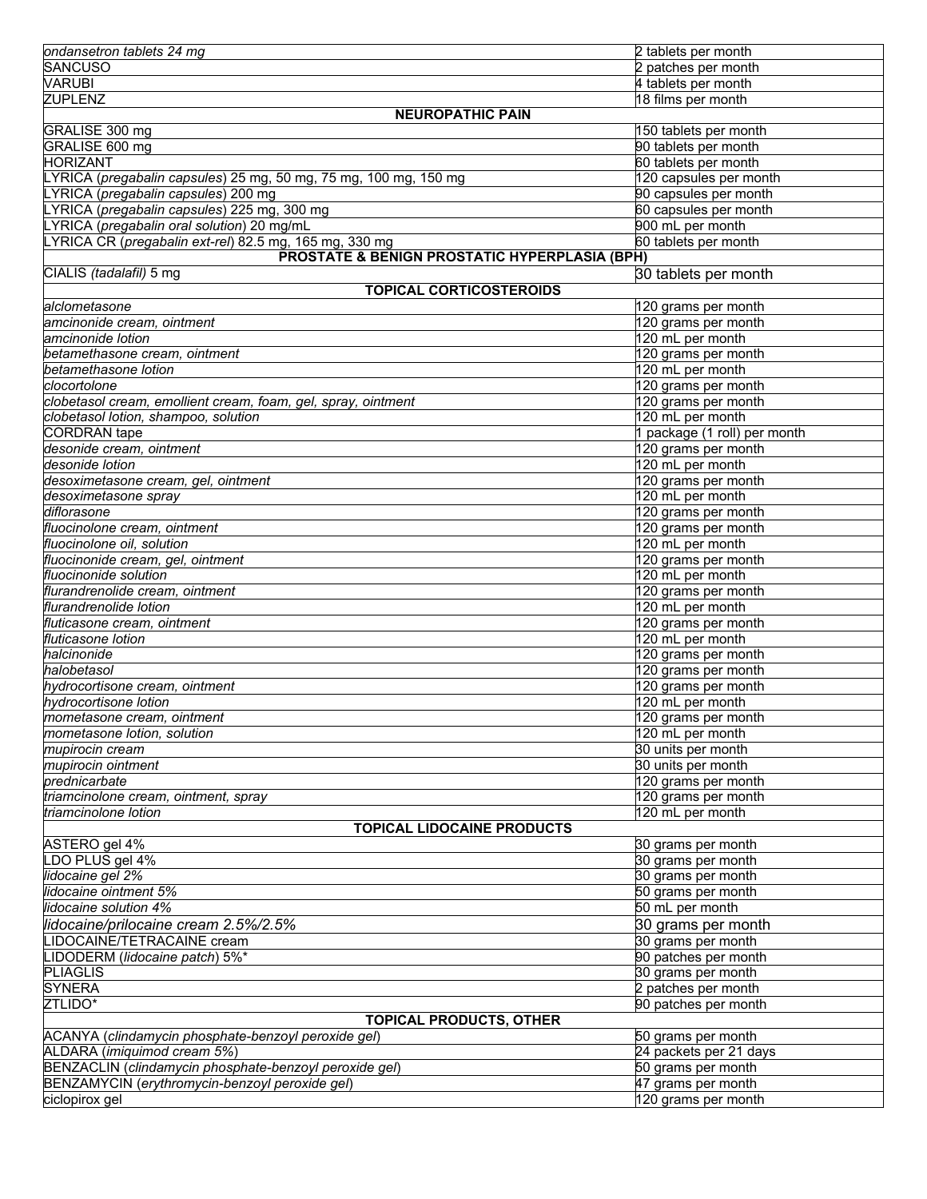| | |
|---|---|
| *ondansetron tablets 24 mg* | 2 tablets per month |
| SANCUSO | 2 patches per month |
| VARUBI | 4 tablets per month |
| ZUPLENZ | 18 films per month |
| **NEUROPATHIC PAIN** | |
| GRALISE 300 mg | 150 tablets per month |
| GRALISE 600 mg | 90 tablets per month |
| HORIZANT | 60 tablets per month |
| LYRICA (*pregabalin capsules*) 25 mg, 50 mg, 75 mg, 100 mg, 150 mg | 120 capsules per month |
| LYRICA (*pregabalin capsules*) 200 mg | 90 capsules per month |
| LYRICA (*pregabalin capsules*) 225 mg, 300 mg | 60 capsules per month |
| LYRICA (*pregabalin oral solution*) 20 mg/mL | 900 mL per month |
| LYRICA CR (*pregabalin ext-rel*) 82.5 mg, 165 mg, 330 mg | 60 tablets per month |
| **PROSTATE & BENIGN PROSTATIC HYPERPLASIA (BPH)** | |
| CIALIS *(tadalafil)* 5 mg | 30 tablets per month |
| **TOPICAL CORTICOSTEROIDS** | |
| *alclometasone* | 120 grams per month |
| *amcinonide cream, ointment* | 120 grams per month |
| *amcinonide lotion* | 120 mL per month |
| *betamethasone cream, ointment* | 120 grams per month |
| *betamethasone lotion* | 120 mL per month |
| *clocortolone* | 120 grams per month |
| *clobetasol cream, emollient cream, foam, gel, spray, ointment* | 120 grams per month |
| *clobetasol lotion, shampoo, solution* | 120 mL per month |
| CORDRAN tape | 1 package (1 roll) per month |
| *desonide cream, ointment* | 120 grams per month |
| *desonide lotion* | 120 mL per month |
| *desoximetasone cream, gel, ointment* | 120 grams per month |
| *desoximetasone spray* | 120 mL per month |
| *diflorasone* | 120 grams per month |
| *fluocinolone cream, ointment* | 120 grams per month |
| *fluocinolone oil, solution* | 120 mL per month |
| *fluocinonide cream, gel, ointment* | 120 grams per month |
| *fluocinonide solution* | 120 mL per month |
| *flurandrenolide cream, ointment* | 120 grams per month |
| *flurandrenolide lotion* | 120 mL per month |
| *fluticasone cream, ointment* | 120 grams per month |
| *fluticasone lotion* | 120 mL per month |
| *halcinonide* | 120 grams per month |
| *halobetasol* | 120 grams per month |
| *hydrocortisone cream, ointment* | 120 grams per month |
| *hydrocortisone lotion* | 120 mL per month |
| *mometasone cream, ointment* | 120 grams per month |
| *mometasone lotion, solution* | 120 mL per month |
| *mupirocin cream* | 30 units per month |
| *mupirocin ointment* | 30 units per month |
| *prednicarbate* | 120 grams per month |
| *triamcinolone cream, ointment, spray* | 120 grams per month |
| *triamcinolone lotion* | 120 mL per month |
| **TOPICAL LIDOCAINE PRODUCTS** | |
| ASTERO gel 4% | 30 grams per month |
| LDO PLUS gel 4% | 30 grams per month |
| *lidocaine gel 2%* | 30 grams per month |
| *lidocaine ointment 5%* | 50 grams per month |
| *lidocaine solution 4%* | 50 mL per month |
| *lidocaine/prilocaine cream 2.5%/2.5%* | 30 grams per month |
| LIDOCAINE/TETRACAINE cream | 30 grams per month |
| LIDODERM (*lidocaine patch*) 5%* | 90 patches per month |
| PLIAGLIS | 30 grams per month |
| SYNERA | 2 patches per month |
| ZTLIDO* | 90 patches per month |
| **TOPICAL PRODUCTS, OTHER** | |
| ACANYA (*clindamycin phosphate-benzoyl peroxide gel*) | 50 grams per month |
| ALDARA (*imiquimod cream 5%*) | 24 packets per 21 days |
| BENZACLIN (*clindamycin phosphate-benzoyl peroxide gel*) | 50 grams per month |
| BENZAMYCIN (*erythromycin-benzoyl peroxide gel*) | 47 grams per month |
| ciclopirox gel | 120 grams per month |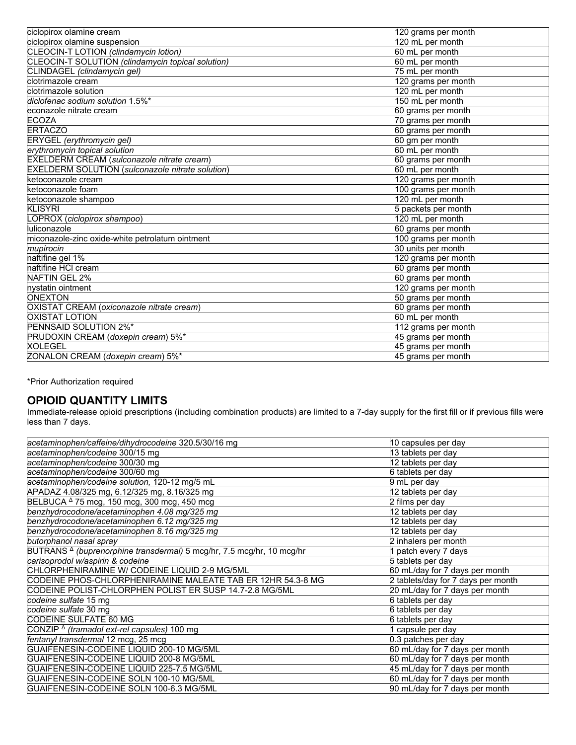| | |
|---|---|
| ciclopirox olamine cream | 120 grams per month |
| ciclopirox olamine suspension | 120 mL per month |
| CLEOCIN-T LOTION *(clindamycin lotion)* | 60 mL per month |
| CLEOCIN-T SOLUTION *(clindamycin topical solution)* | 60 mL per month |
| CLINDAGEL *(clindamycin gel)* | 75 mL per month |
| clotrimazole cream | 120 grams per month |
| clotrimazole solution | 120 mL per month |
| *diclofenac sodium solution* 1.5%* | 150 mL per month |
| econazole nitrate cream | 60 grams per month |
| ECOZA | 70 grams per month |
| ERTACZO | 60 grams per month |
| ERYGEL *(erythromycin gel)* | 60 gm per month |
| *erythromycin topical solution* | 60 mL per month |
| EXELDERM CREAM (*sulconazole nitrate cream*) | 60 grams per month |
| EXELDERM SOLUTION (*sulconazole nitrate solution*) | 60 mL per month |
| ketoconazole cream | 120 grams per month |
| ketoconazole foam | 100 grams per month |
| ketoconazole shampoo | 120 mL per month |
| KLISYRI | 5 packets per month |
| LOPROX (*ciclopirox shampoo*) | 120 mL per month |
| luliconazole | 60 grams per month |
| miconazole-zinc oxide-white petrolatum ointment | 100 grams per month |
| *mupirocin* | 30 units per month |
| naftifine gel 1% | 120 grams per month |
| naftifine HCl cream | 60 grams per month |
| NAFTIN GEL 2% | 60 grams per month |
| nystatin ointment | 120 grams per month |
| ONEXTON | 50 grams per month |
| OXISTAT CREAM (*oxiconazole nitrate cream*) | 60 grams per month |
| OXISTAT LOTION | 60 mL per month |
| PENNSAID SOLUTION 2%* | 112 grams per month |
| PRUDOXIN CREAM (*doxepin cream*) 5%* | 45 grams per month |
| XOLEGEL | 45 grams per month |
| ZONALON CREAM (*doxepin cream*) 5%* | 45 grams per month |

*Prior Authorization required

## OPIOID QUANTITY LIMITS

Immediate-release opioid prescriptions (including combination products) are limited to a 7-day supply for the first fill or if previous fills were less than 7 days.

| | |
|---|---|
| *acetaminophen/caffeine/dihydrocodeine* 320.5/30/16 mg | 10 capsules per day |
| *acetaminophen/codeine* 300/15 mg | 13 tablets per day |
| *acetaminophen/codeine* 300/30 mg | 12 tablets per day |
| *acetaminophen/codeine* 300/60 mg | 6 tablets per day |
| *acetaminophen/codeine solution,* 120-12 mg/5 mL | 9 mL per day |
| APADAZ 4.08/325 mg, 6.12/325 mg, 8.16/325 mg | 12 tablets per day |
| BELBUCA $^{\Delta}$ 75 mcg, 150 mcg, 300 mcg, 450 mcg | 2 films per day |
| *benzhydrocodone/acetaminophen 4.08 mg/325 mg* | 12 tablets per day |
| *benzhydrocodone/acetaminophen 6.12 mg/325 mg* | 12 tablets per day |
| *benzhydrocodone/acetaminophen 8.16 mg/325 mg* | 12 tablets per day |
| *butorphanol nasal spray* | 2 inhalers per month |
| BUTRANS $^{\Delta}$ *(buprenorphine transdermal)* 5 mcg/hr, 7.5 mcg/hr, 10 mcg/hr | 1 patch every 7 days |
| *carisoprodol w/aspirin & codeine* | 5 tablets per day |
| CHLORPHENIRAMINE W/ CODEINE LIQUID 2-9 MG/5ML | 60 mL/day for 7 days per month |
| CODEINE PHOS-CHLORPHENIRAMINE MALEATE TAB ER 12HR 54.3-8 MG | 2 tablets/day for 7 days per month |
| CODEINE POLIST-CHLORPHEN POLIST ER SUSP 14.7-2.8 MG/5ML | 20 mL/day for 7 days per month |
| *codeine sulfate* 15 mg | 6 tablets per day |
| *codeine sulfate* 30 mg | 6 tablets per day |
| CODEINE SULFATE 60 MG | 6 tablets per day |
| CONZIP $^{\Delta}$ *(tramadol ext-rel capsules)* 100 mg | 1 capsule per day |
| *fentanyl transdermal* 12 mcg, 25 mcg | 0.3 patches per day |
| GUAIFENESIN-CODEINE LIQUID 200-10 MG/5ML | 60 mL/day for 7 days per month |
| GUAIFENESIN-CODEINE LIQUID 200-8 MG/5ML | 60 mL/day for 7 days per month |
| GUAIFENESIN-CODEINE LIQUID 225-7.5 MG/5ML | 45 mL/day for 7 days per month |
| GUAIFENESIN-CODEINE SOLN 100-10 MG/5ML | 60 mL/day for 7 days per month |
| GUAIFENESIN-CODEINE SOLN 100-6.3 MG/5ML | 90 mL/day for 7 days per month |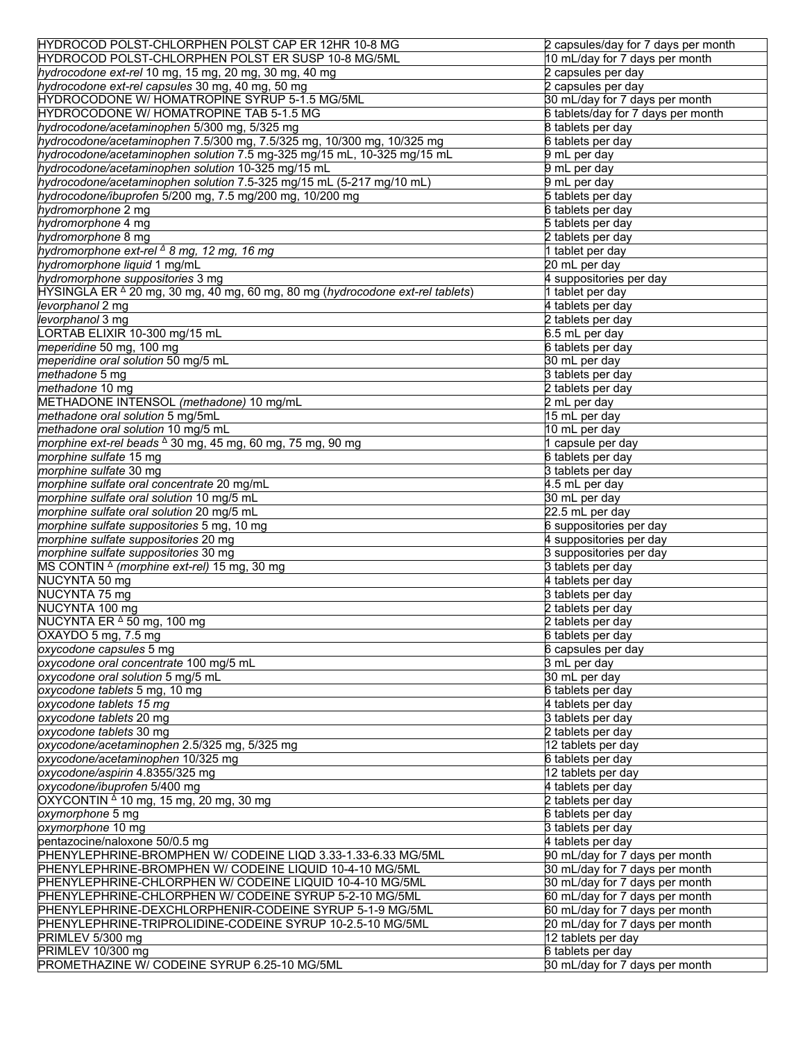| | |
|---|---|
| HYDROCOD POLST-CHLORPHEN POLST CAP ER 12HR 10-8 MG | 2 capsules/day for 7 days per month |
| HYDROCOD POLST-CHLORPHEN POLST ER SUSP 10-8 MG/5ML | 10 mL/day for 7 days per month |
| *hydrocodone ext-rel* 10 mg, 15 mg, 20 mg, 30 mg, 40 mg | 2 capsules per day |
| *hydrocodone ext-rel capsules* 30 mg, 40 mg, 50 mg | 2 capsules per day |
| HYDROCODONE W/ HOMATROPINE SYRUP 5-1.5 MG/5ML | 30 mL/day for 7 days per month |
| HYDROCODONE W/ HOMATROPINE TAB 5-1.5 MG | 6 tablets/day for 7 days per month |
| *hydrocodone/acetaminophen* 5/300 mg, 5/325 mg | 8 tablets per day |
| *hydrocodone/acetaminophen* 7.5/300 mg, 7.5/325 mg, 10/300 mg, 10/325 mg | 6 tablets per day |
| *hydrocodone/acetaminophen solution* 7.5 mg-325 mg/15 mL, 10-325 mg/15 mL | 9 mL per day |
| *hydrocodone/acetaminophen solution* 10-325 mg/15 mL | 9 mL per day |
| *hydrocodone/acetaminophen solution* 7.5-325 mg/15 mL (5-217 mg/10 mL) | 9 mL per day |
| *hydrocodone/ibuprofen* 5/200 mg, 7.5 mg/200 mg, 10/200 mg | 5 tablets per day |
| *hydromorphone* 2 mg | 6 tablets per day |
| *hydromorphone* 4 mg | 5 tablets per day |
| *hydromorphone* 8 mg | 2 tablets per day |
| *hydromorphone ext-rel* ^Δ^ *8 mg, 12 mg, 16 mg* | 1 tablet per day |
| *hydromorphone liquid* 1 mg/mL | 20 mL per day |
| *hydromorphone suppositories* 3 mg | 4 suppositories per day |
| HYSINGLA ER ^Δ^ 20 mg, 30 mg, 40 mg, 60 mg, 80 mg (*hydrocodone ext-rel tablets*) | 1 tablet per day |
| *levorphanol* 2 mg | 4 tablets per day |
| *levorphanol* 3 mg | 2 tablets per day |
| LORTAB ELIXIR 10-300 mg/15 mL | 6.5 mL per day |
| *meperidine* 50 mg, 100 mg | 6 tablets per day |
| *meperidine oral solution* 50 mg/5 mL | 30 mL per day |
| *methadone* 5 mg | 3 tablets per day |
| *methadone* 10 mg | 2 tablets per day |
| METHADONE INTENSOL *(methadone)* 10 mg/mL | 2 mL per day |
| *methadone oral solution* 5 mg/5mL | 15 mL per day |
| *methadone oral solution* 10 mg/5 mL | 10 mL per day |
| *morphine ext-rel beads* ^Δ^ 30 mg, 45 mg, 60 mg, 75 mg, 90 mg | 1 capsule per day |
| *morphine sulfate* 15 mg | 6 tablets per day |
| *morphine sulfate* 30 mg | 3 tablets per day |
| *morphine sulfate oral concentrate* 20 mg/mL | 4.5 mL per day |
| *morphine sulfate oral solution* 10 mg/5 mL | 30 mL per day |
| *morphine sulfate oral solution* 20 mg/5 mL | 22.5 mL per day |
| *morphine sulfate suppositories* 5 mg, 10 mg | 6 suppositories per day |
| *morphine sulfate suppositories* 20 mg | 4 suppositories per day |
| *morphine sulfate suppositories* 30 mg | 3 suppositories per day |
| MS CONTIN ^Δ^ *(morphine ext-rel)* 15 mg, 30 mg | 3 tablets per day |
| NUCYNTA 50 mg | 4 tablets per day |
| NUCYNTA 75 mg | 3 tablets per day |
| NUCYNTA 100 mg | 2 tablets per day |
| NUCYNTA ER ^Δ^ 50 mg, 100 mg | 2 tablets per day |
| OXAYDO 5 mg, 7.5 mg | 6 tablets per day |
| *oxycodone capsules* 5 mg | 6 capsules per day |
| *oxycodone oral concentrate* 100 mg/5 mL | 3 mL per day |
| *oxycodone oral solution* 5 mg/5 mL | 30 mL per day |
| *oxycodone tablets* 5 mg, 10 mg | 6 tablets per day |
| *oxycodone tablets 15 mg* | 4 tablets per day |
| *oxycodone tablets* 20 mg | 3 tablets per day |
| *oxycodone tablets* 30 mg | 2 tablets per day |
| *oxycodone/acetaminophen* 2.5/325 mg, 5/325 mg | 12 tablets per day |
| *oxycodone/acetaminophen* 10/325 mg | 6 tablets per day |
| *oxycodone/aspirin* 4.8355/325 mg | 12 tablets per day |
| *oxycodone/ibuprofen* 5/400 mg | 4 tablets per day |
| OXYCONTIN ^Δ^ 10 mg, 15 mg, 20 mg, 30 mg | 2 tablets per day |
| *oxymorphone* 5 mg | 6 tablets per day |
| *oxymorphone* 10 mg | 3 tablets per day |
| pentazocine/naloxone 50/0.5 mg | 4 tablets per day |
| PHENYLEPHRINE-BROMPHEN W/ CODEINE LIQD 3.33-1.33-6.33 MG/5ML | 90 mL/day for 7 days per month |
| PHENYLEPHRINE-BROMPHEN W/ CODEINE LIQUID 10-4-10 MG/5ML | 30 mL/day for 7 days per month |
| PHENYLEPHRINE-CHLORPHEN W/ CODEINE LIQUID 10-4-10 MG/5ML | 30 mL/day for 7 days per month |
| PHENYLEPHRINE-CHLORPHEN W/ CODEINE SYRUP 5-2-10 MG/5ML | 60 mL/day for 7 days per month |
| PHENYLEPHRINE-DEXCHLORPHENIR-CODEINE SYRUP 5-1-9 MG/5ML | 60 mL/day for 7 days per month |
| PHENYLEPHRINE-TRIPROLIDINE-CODEINE SYRUP 10-2.5-10 MG/5ML | 20 mL/day for 7 days per month |
| PRIMLEV 5/300 mg | 12 tablets per day |
| PRIMLEV 10/300 mg | 6 tablets per day |
| PROMETHAZINE W/ CODEINE SYRUP 6.25-10 MG/5ML | 30 mL/day for 7 days per month |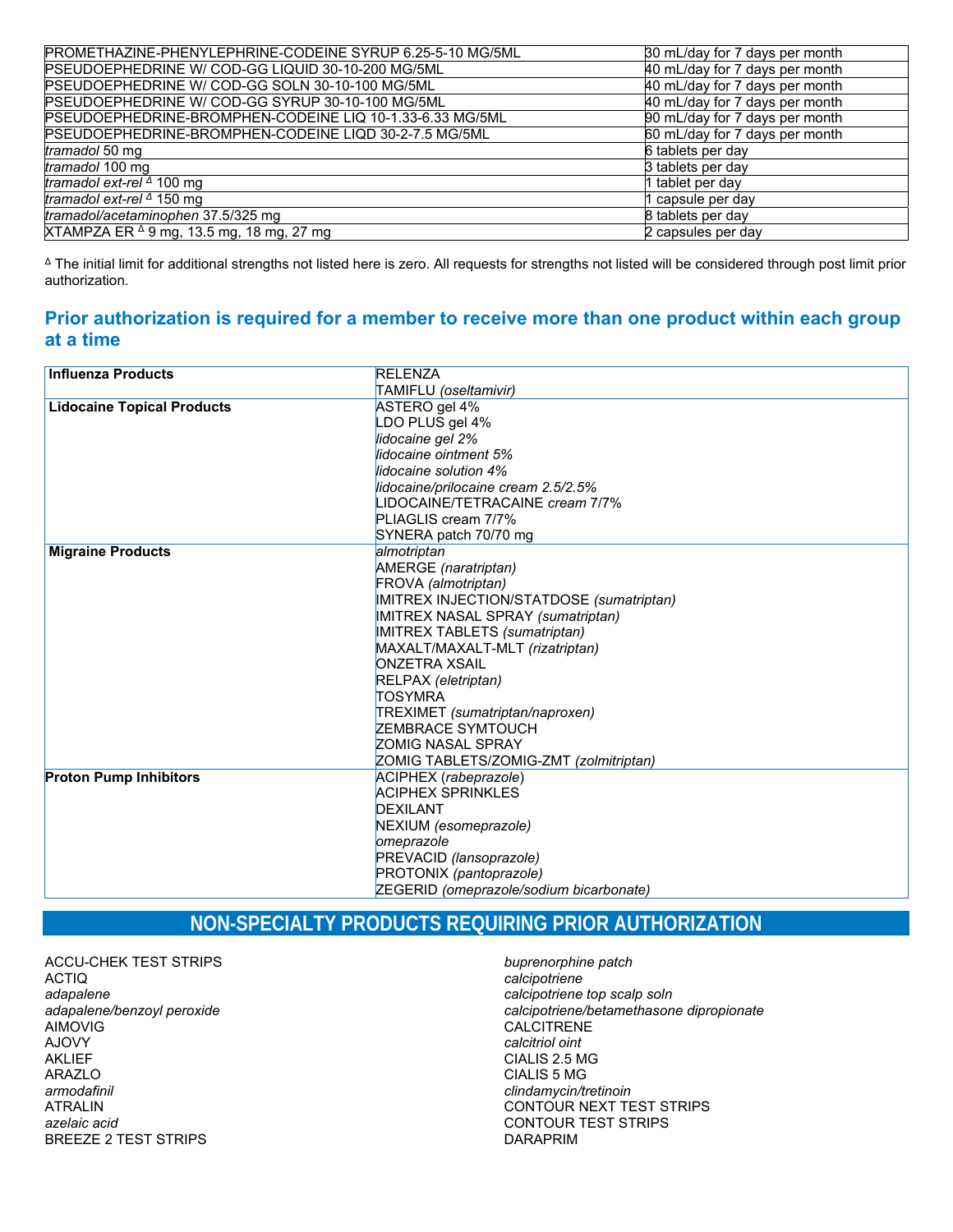| | |
|---|---|
| PROMETHAZINE-PHENYLEPHRINE-CODEINE SYRUP 6.25-5-10 MG/5ML | 30 mL/day for 7 days per month |
| PSEUDOEPHEDRINE W/ COD-GG LIQUID 30-10-200 MG/5ML | 40 mL/day for 7 days per month |
| PSEUDOEPHEDRINE W/ COD-GG SOLN 30-10-100 MG/5ML | 40 mL/day for 7 days per month |
| PSEUDOEPHEDRINE W/ COD-GG SYRUP 30-10-100 MG/5ML | 40 mL/day for 7 days per month |
| PSEUDOEPHEDRINE-BROMPHEN-CODEINE LIQ 10-1.33-6.33 MG/5ML | 90 mL/day for 7 days per month |
| PSEUDOEPHEDRINE-BROMPHEN-CODEINE LIQD 30-2-7.5 MG/5ML | 60 mL/day for 7 days per month |
| *tramadol* 50 mg | 6 tablets per day |
| *tramadol* 100 mg | 3 tablets per day |
| *tramadol ext-rel* ∆ 100 mg | 1 tablet per day |
| *tramadol ext-rel* ∆ 150 mg | 1 capsule per day |
| *tramadol/acetaminophen* 37.5/325 mg | 8 tablets per day |
| XTAMPZA ER ∆ 9 mg, 13.5 mg, 18 mg, 27 mg | 2 capsules per day |

∆ The initial limit for additional strengths not listed here is zero. All requests for strengths not listed will be considered through post limit prior authorization.

## Prior authorization is required for a member to receive more than one product within each group at a time

| | |
|---|---|
| **Influenza Products** | RELENZA<br>TAMIFLU *(oseltamivir)* |
| **Lidocaine Topical Products** | ASTERO gel 4%<br>LDO PLUS gel 4%<br>*lidocaine gel 2%*<br>*lidocaine ointment 5%*<br>*lidocaine solution 4%*<br>*lidocaine/prilocaine cream 2.5/2.5%*<br>LIDOCAINE/TETRACAINE *cream* 7/7%<br>PLIAGLIS cream 7/7%<br>SYNERA patch 70/70 mg |
| **Migraine Products** | *almotriptan*<br>AMERGE *(naratriptan)*<br>FROVA *(almotriptan)*<br>IMITREX INJECTION/STATDOSE *(sumatriptan)*<br>IMITREX NASAL SPRAY *(sumatriptan)*<br>IMITREX TABLETS *(sumatriptan)*<br>MAXALT/MAXALT-MLT *(rizatriptan)*<br>ONZETRA XSAIL<br>RELPAX *(eletriptan)*<br>TOSYMRA<br>TREXIMET *(sumatriptan/naproxen)*<br>ZEMBRACE SYMTOUCH<br>ZOMIG NASAL SPRAY<br>ZOMIG TABLETS/ZOMIG-ZMT *(zolmitriptan)* |
| **Proton Pump Inhibitors** | ACIPHEX (*rabeprazole*)<br>ACIPHEX SPRINKLES<br>DEXILANT<br>NEXIUM *(esomeprazole)*<br>*omeprazole*<br>PREVACID *(lansoprazole)*<br>PROTONIX *(pantoprazole)*<br>ZEGERID *(omeprazole/sodium bicarbonate)* |

## NON-SPECIALTY PRODUCTS REQUIRING PRIOR AUTHORIZATION

ACCU-CHEK TEST STRIPS
ACTIQ
*adapalene*
*adapalene/benzoyl peroxide*
AIMOVIG
AJOVY
AKLIEF
ARAZLO
*armodafinil*
ATRALIN
*azelaic acid*
BREEZE 2 TEST STRIPS
*buprenorphine patch*
*calcipotriene*
*calcipotriene top scalp soln*
*calcipotriene/betamethasone dipropionate*
CALCITRENE
*calcitriol oint*
CIALIS 2.5 MG
CIALIS 5 MG
*clindamycin/tretinoin*
CONTOUR NEXT TEST STRIPS
CONTOUR TEST STRIPS
DARAPRIM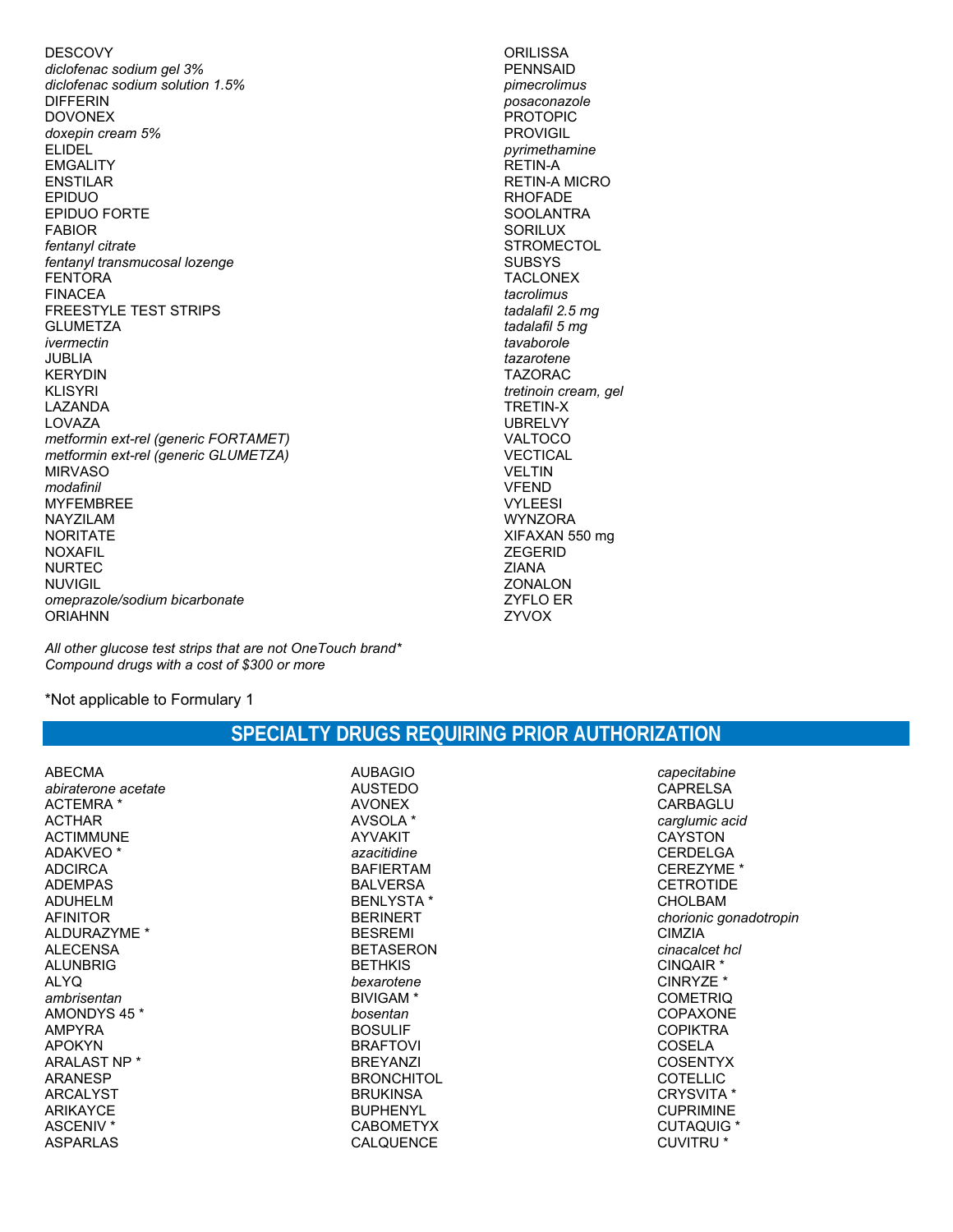DESCOVY
*diclofenac sodium gel 3%*
*diclofenac sodium solution 1.5%*
DIFFERIN
DOVONEX
*doxepin cream 5%*
ELIDEL
EMGALITY
ENSTILAR
EPIDUO
EPIDUO FORTE
FABIOR
*fentanyl citrate*
*fentanyl transmucosal lozenge*
FENTORA
FINACEA
FREESTYLE TEST STRIPS
GLUMETZA
*ivermectin*
JUBLIA
KERYDIN
KLISYRI
LAZANDA
LOVAZA
*metformin ext-rel (generic FORTAMET)*
*metformin ext-rel (generic GLUMETZA)*
MIRVASO
*modafinil*
MYFEMBREE
NAYZILAM
NORITATE
NOXAFIL
NURTEC
NUVIGIL
*omeprazole/sodium bicarbonate*
ORIAHNN
ORILISSA
PENNSAID
*pimecrolimus*
*posaconazole*
PROTOPIC
PROVIGIL
*pyrimethamine*
RETIN-A
RETIN-A MICRO
RHOFADE
SOOLANTRA
SORILUX
STROMECTOL
SUBSYS
TACLONEX
*tacrolimus*
*tadalafil 2.5 mg*
*tadalafil 5 mg*
*tavaborole*
*tazarotene*
TAZORAC
*tretinoin cream, gel*
TRETIN-X
UBRELVY
VALTOCO
VECTICAL
VELTIN
VFEND
VYLEESI
WYNZORA
XIFAXAN 550 mg
ZEGERID
ZIANA
ZONALON
ZYFLO ER
ZYVOX

*All other glucose test strips that are not OneTouch brand**
*Compound drugs with a cost of $300 or more*

*Not applicable to Formulary 1

## SPECIALTY DRUGS REQUIRING PRIOR AUTHORIZATION

ABECMA
*abiraterone acetate*
ACTEMRA *
ACTHAR
ACTIMMUNE
ADAKVEO *
ADCIRCA
ADEMPAS
ADUHELM
AFINITOR
ALDURAZYME *
ALECENSA
ALUNBRIG
ALYQ
*ambrisentan*
AMONDYS 45 *
AMPYRA
APOKYN
ARALAST NP *
ARANESP
ARCALYST
ARIKAYCE
ASCENIV *
ASPARLAS
AUBAGIO
AUSTEDO
AVONEX
AVSOLA *
AYVAKIT
*azacitidine*
BAFIERTAM
BALVERSA
BENLYSTA *
BERINERT
BESREMI
BETASERON
BETHKIS
*bexarotene*
BIVIGAM *
*bosentan*
BOSULIF
BRAFTOVI
BREYANZI
BRONCHITOL
BRUKINSA
BUPHENYL
CABOMETYX
CALQUENCE
*capecitabine*
CAPRELSA
CARBAGLU
*carglumic acid*
CAYSTON
CERDELGA
CEREZYME *
CETROTIDE
CHOLBAM
*chorionic gonadotropin*
CIMZIA
*cinacalcet hcl*
CINQAIR *
CINRYZE *
COMETRIQ
COPAXONE
COPIKTRA
COSELA
COSENTYX
COTELLIC
CRYSVITA *
CUPRIMINE
CUTAQUIG *
CUVITRU *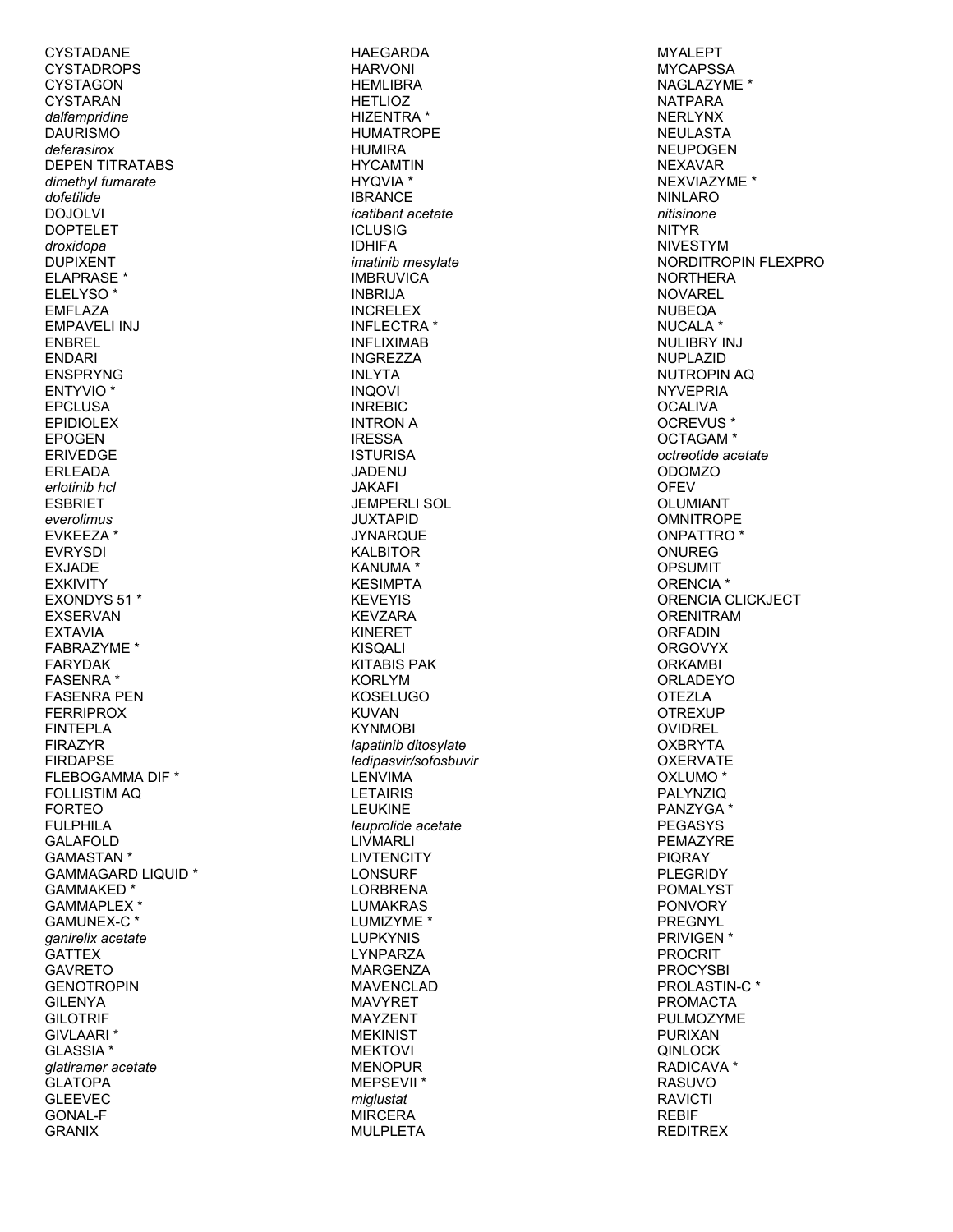CYSTADANE
CYSTADROPS
CYSTAGON
CYSTARAN
*dalfampridine*
DAURISMO
*deferasirox*
DEPEN TITRATABS
*dimethyl fumarate*
*dofetilide*
DOJOLVI
DOPTELET
*droxidopa*
DUPIXENT
ELAPRASE *
ELELYSO *
EMFLAZA
EMPAVELI INJ
ENBREL
ENDARI
ENSPRYNG
ENTYVIO *
EPCLUSA
EPIDIOLEX
EPOGEN
ERIVEDGE
ERLEADA
*erlotinib hcl*
ESBRIET
*everolimus*
EVKEEZA *
EVRYSDI
EXJADE
EXKIVITY
EXONDYS 51 *
EXSERVAN
EXTAVIA
FABRAZYME *
FARYDAK
FASENRA *
FASENRA PEN
FERRIPROX
FINTEPLA
FIRAZYR
FIRDAPSE
FLEBOGAMMA DIF *
FOLLISTIM AQ
FORTEO
FULPHILA
GALAFOLD
GAMASTAN *
GAMMAGARD LIQUID *
GAMMAKED *
GAMMAPLEX *
GAMUNEX-C *
*ganirelix acetate*
GATTEX
GAVRETO
GENOTROPIN
GILENYA
GILOTRIF
GIVLAARI *
GLASSIA *
*glatiramer acetate*
GLATOPA
GLEEVEC
GONAL-F
GRANIX
HAEGARDA
HARVONI
HEMLIBRA
HETLIOZ
HIZENTRA *
HUMATROPE
HUMIRA
HYCAMTIN
HYQVIA *
IBRANCE
*icatibant acetate*
ICLUSIG
IDHIFA
*imatinib mesylate*
IMBRUVICA
INBRIJA
INCRELEX
INFLECTRA *
INFLIXIMAB
INGREZZA
INLYTA
INQOVI
INREBIC
INTRON A
IRESSA
ISTURISA
JADENU
JAKAFI
JEMPERLI SOL
JUXTAPID
JYNARQUE
KALBITOR
KANUMA *
KESIMPTA
KEVEYIS
KEVZARA
KINERET
KISQALI
KITABIS PAK
KORLYM
KOSELUGO
KUVAN
KYNMOBI
*lapatinib ditosylate*
*ledipasvir/sofosbuvir*
LENVIMA
LETAIRIS
LEUKINE
*leuprolide acetate*
LIVMARLI
LIVTENCITY
LONSURF
LORBRENA
LUMAKRAS
LUMIZYME *
LUPKYNIS
LYNPARZA
MARGENZA
MAVENCLAD
MAVYRET
MAYZENT
MEKINIST
MEKTOVI
MENOPUR
MEPSEVII *
*miglustat*
MIRCERA
MULPLETA
MYALEPT
MYCAPSSA
NAGLAZYME *
NATPARA
NERLYNX
NEULASTA
NEUPOGEN
NEXAVAR
NEXVIAZYME *
NINLARO
*nitisinone*
NITYR
NIVESTYM
NORDITROPIN FLEXPRO
NORTHERA
NOVAREL
NUBEQA
NUCALA *
NULIBRY INJ
NUPLAZID
NUTROPIN AQ
NYVEPRIA
OCALIVA
OCREVUS *
OCTAGAM *
*octreotide acetate*
ODOMZO
OFEV
OLUMIANT
OMNITROPE
ONPATTRO *
ONUREG
OPSUMIT
ORENCIA *
ORENCIA CLICKJECT
ORENITRAM
ORFADIN
ORGOVYX
ORKAMBI
ORLADEYO
OTEZLA
OTREXUP
OVIDREL
OXBRYTA
OXERVATE
OXLUMO *
PALYNZIQ
PANZYGA *
PEGASYS
PEMAZYRE
PIQRAY
PLEGRIDY
POMALYST
PONVORY
PREGNYL
PRIVIGEN *
PROCRIT
PROCYSBI
PROLASTIN-C *
PROMACTA
PULMOZYME
PURIXAN
QINLOCK
RADICAVA *
RASUVO
RAVICTI
REBIF
REDITREX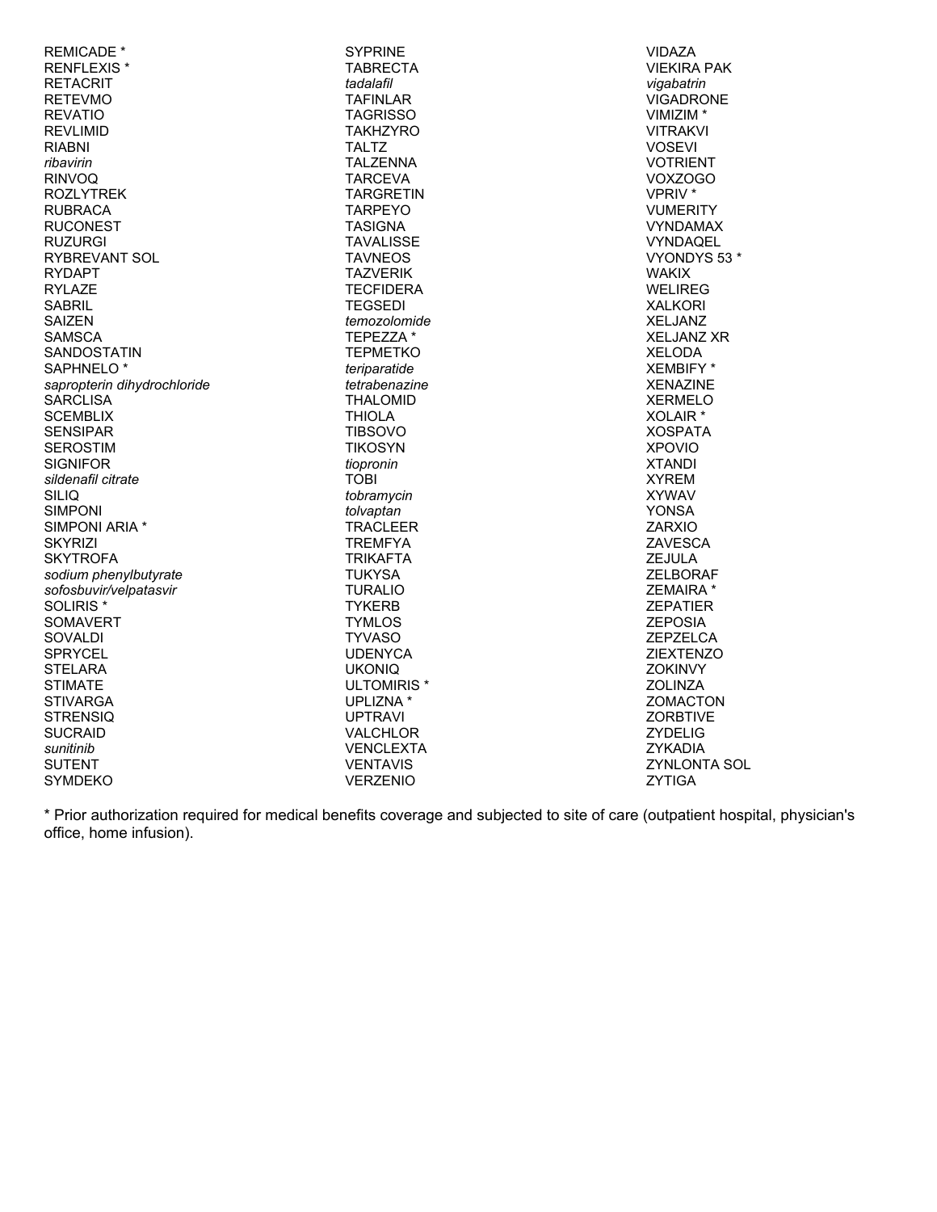REMICADE *
RENFLEXIS *
RETACRIT
RETEVMO
REVATIO
REVLIMID
RIABNI
*ribavirin*
RINVOQ
ROZLYTREK
RUBRACA
RUCONEST
RUZURGI
RYBREVANT SOL
RYDAPT
RYLAZE
SABRIL
SAIZEN
SAMSCA
SANDOSTATIN
SAPHNELO *
*sapropterin dihydrochloride*
SARCLISA
SCEMBLIX
SENSIPAR
SEROSTIM
SIGNIFOR
*sildenafil citrate*
SILIQ
SIMPONI
SIMPONI ARIA *
SKYRIZI
SKYTROFA
*sodium phenylbutyrate*
*sofosbuvir/velpatasvir*
SOLIRIS *
SOMAVERT
SOVALDI
SPRYCEL
STELARA
STIMATE
STIVARGA
STRENSIQ
SUCRAID
*sunitinib*
SUTENT
SYMDEKO
SYPRINE
TABRECTA
*tadalafil*
TAFINLAR
TAGRISSO
TAKHZYRO
TALTZ
TALZENNA
TARCEVA
TARGRETIN
TARPEYO
TASIGNA
TAVALISSE
TAVNEOS
TAZVERIK
TECFIDERA
TEGSEDI
*temozolomide*
TEPEZZA *
TEPMETKO
*teriparatide*
*tetrabenazine*
THALOMID
THIOLA
TIBSOVO
TIKOSYN
*tiopronin*
TOBI
*tobramycin*
*tolvaptan*
TRACLEER
TREMFYA
TRIKAFTA
TUKYSA
TURALIO
TYKERB
TYMLOS
TYVASO
UDENYCA
UKONIQ
ULTOMIRIS *
UPLIZNA *
UPTRAVI
VALCHLOR
VENCLEXTA
VENTAVIS
VERZENIO
VIDAZA
VIEKIRA PAK
*vigabatrin*
VIGADRONE
VIMIZIM *
VITRAKVI
VOSEVI
VOTRIENT
VOXZOGO
VPRIV *
VUMERITY
VYNDAMAX
VYNDAQEL
VYONDYS 53 *
WAKIX
WELIREG
XALKORI
XELJANZ
XELJANZ XR
XELODA
XEMBIFY *
XENAZINE
XERMELO
XOLAIR *
XOSPATA
XPOVIO
XTANDI
XYREM
XYWAV
YONSA
ZARXIO
ZAVESCA
ZEJULA
ZELBORAF
ZEMAIRA *
ZEPATIER
ZEPOSIA
ZEPZELCA
ZIEXTENZO
ZOKINVY
ZOLINZA
ZOMACTON
ZORBTIVE
ZYDELIG
ZYKADIA
ZYNLONTA SOL
ZYTIGA

* Prior authorization required for medical benefits coverage and subjected to site of care (outpatient hospital, physician's office, home infusion).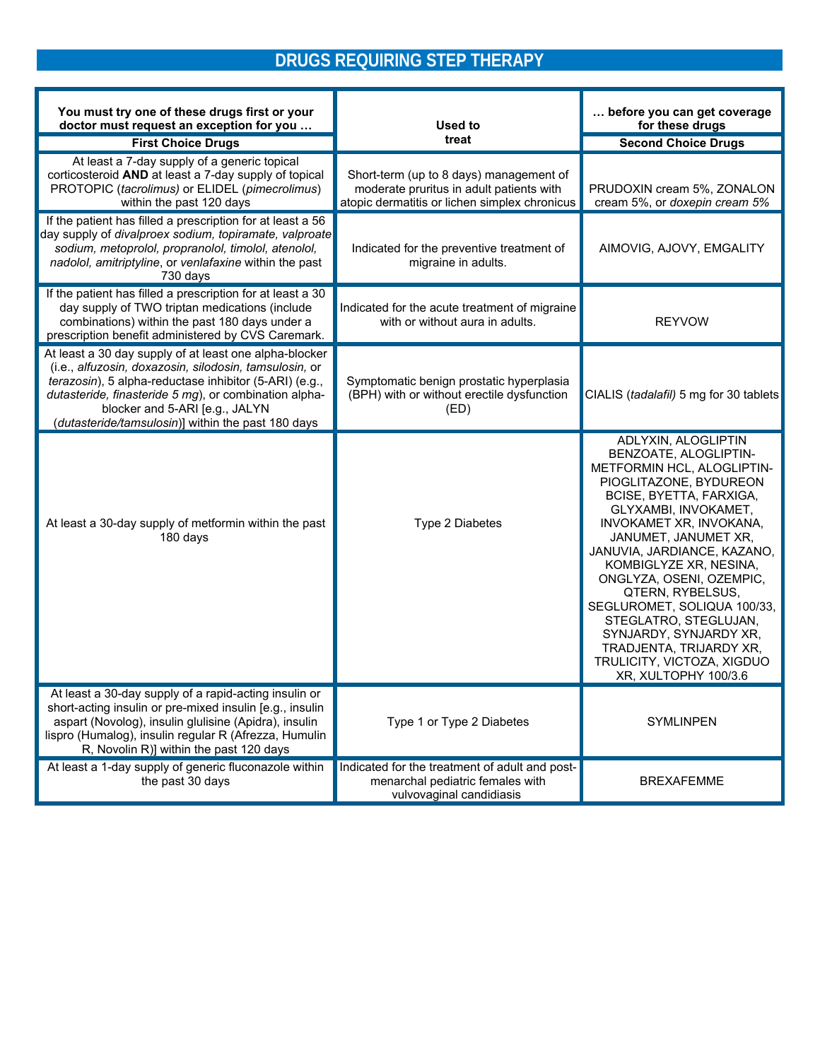# DRUGS REQUIRING STEP THERAPY

| You must try one of these drugs first or your doctor must request an exception for you … | Used to treat | … before you can get coverage for these drugs |
|---|---|---|
| **First Choice Drugs** | | **Second Choice Drugs** |
| At least a 7-day supply of a generic topical corticosteroid **AND** at least a 7-day supply of topical PROTOPIC (*tacrolimus)* or ELIDEL (*pimecrolimus*) within the past 120 days | Short-term (up to 8 days) management of moderate pruritus in adult patients with atopic dermatitis or lichen simplex chronicus | PRUDOXIN cream 5%, ZONALON cream 5%, or *doxepin cream 5%* |
| If the patient has filled a prescription for at least a 56 day supply of *divalproex sodium, topiramate, valproate sodium, metoprolol, propranolol, timolol, atenolol, nadolol, amitriptyline*, or *venlafaxine* within the past 730 days | Indicated for the preventive treatment of migraine in adults. | AIMOVIG, AJOVY, EMGALITY |
| If the patient has filled a prescription for at least a 30 day supply of TWO triptan medications (include combinations) within the past 180 days under a prescription benefit administered by CVS Caremark. | Indicated for the acute treatment of migraine with or without aura in adults. | REYVOW |
| At least a 30 day supply of at least one alpha-blocker (i.e., *alfuzosin, doxazosin, silodosin, tamsulosin,* or *terazosin*), 5 alpha-reductase inhibitor (5-ARI) (e.g., *dutasteride, finasteride 5 mg*), or combination alpha-blocker and 5-ARI [e.g., JALYN (*dutasteride/tamsulosin*)] within the past 180 days | Symptomatic benign prostatic hyperplasia (BPH) with or without erectile dysfunction (ED) | CIALIS (*tadalafil)* 5 mg for 30 tablets |
| At least a 30-day supply of metformin within the past 180 days | Type 2 Diabetes | ADLYXIN, ALOGLIPTIN BENZOATE, ALOGLIPTIN-METFORMIN HCL, ALOGLIPTIN-PIOGLITAZONE, BYDUREON BCISE, BYETTA, FARXIGA, GLYXAMBI, INVOKAMET, INVOKAMET XR, INVOKANA, JANUMET, JANUMET XR, JANUVIA, JARDIANCE, KAZANO, KOMBIGLYZE XR, NESINA, ONGLYZA, OSENI, OZEMPIC, QTERN, RYBELSUS, SEGLUROMET, SOLIQUA 100/33, STEGLATRO, STEGLUJAN, SYNJARDY, SYNJARDY XR, TRADJENTA, TRIJARDY XR, TRULICITY, VICTOZA, XIGDUO XR, XULTOPHY 100/3.6 |
| At least a 30-day supply of a rapid-acting insulin or short-acting insulin or pre-mixed insulin [e.g., insulin aspart (Novolog), insulin glulisine (Apidra), insulin lispro (Humalog), insulin regular R (Afrezza, Humulin R, Novolin R)] within the past 120 days | Type 1 or Type 2 Diabetes | SYMLINPEN |
| At least a 1-day supply of generic fluconazole within the past 30 days | Indicated for the treatment of adult and post-menarchal pediatric females with vulvovaginal candidiasis | BREXAFEMME |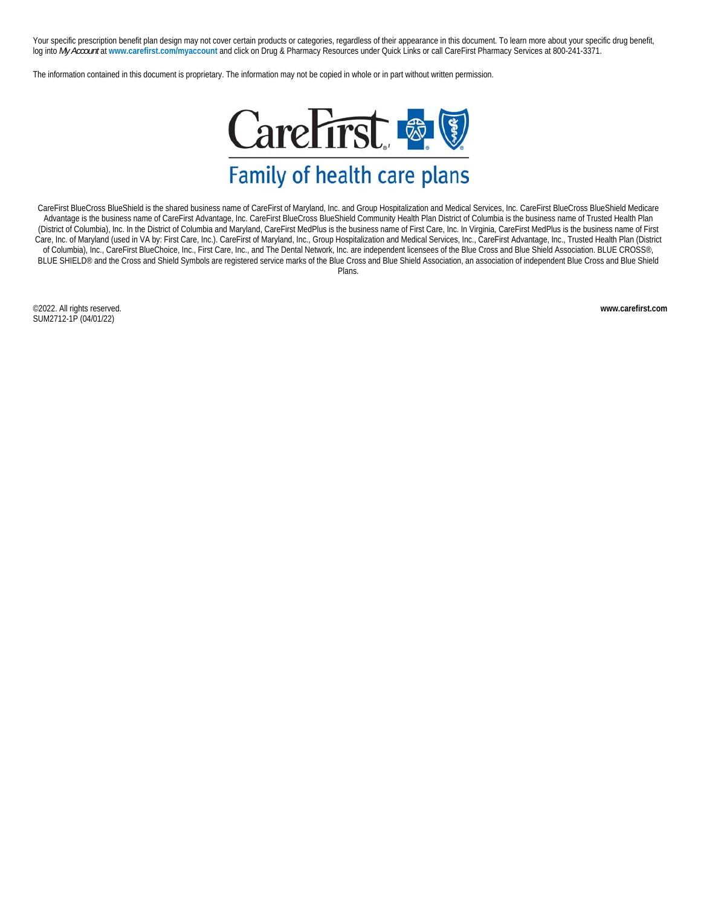Your specific prescription benefit plan design may not cover certain products or categories, regardless of their appearance in this document. To learn more about your specific drug benefit, log into *My Account* at **www.carefirst.com/myaccount** and click on Drug & Pharmacy Resources under Quick Links or call CareFirst Pharmacy Services at 800-241-3371.

The information contained in this document is proprietary. The information may not be copied in whole or in part without written permission.

CareFirst

Family of health care plans

CareFirst BlueCross BlueShield is the shared business name of CareFirst of Maryland, Inc. and Group Hospitalization and Medical Services, Inc. CareFirst BlueCross BlueShield Medicare Advantage is the business name of CareFirst Advantage, Inc. CareFirst BlueCross BlueShield Community Health Plan District of Columbia is the business name of Trusted Health Plan (District of Columbia), Inc. In the District of Columbia and Maryland, CareFirst MedPlus is the business name of First Care, Inc. In Virginia, CareFirst MedPlus is the business name of First Care, Inc. of Maryland (used in VA by: First Care, Inc.). CareFirst of Maryland, Inc., Group Hospitalization and Medical Services, Inc., CareFirst Advantage, Inc., Trusted Health Plan (District of Columbia), Inc., CareFirst BlueChoice, Inc., First Care, Inc., and The Dental Network, Inc. are independent licensees of the Blue Cross and Blue Shield Association. BLUE CROSS®, BLUE SHIELD® and the Cross and Shield Symbols are registered service marks of the Blue Cross and Blue Shield Association, an association of independent Blue Cross and Blue Shield Plans.

©2022. All rights reserved.
SUM2712-1P (04/01/22)

**www.carefirst.com**